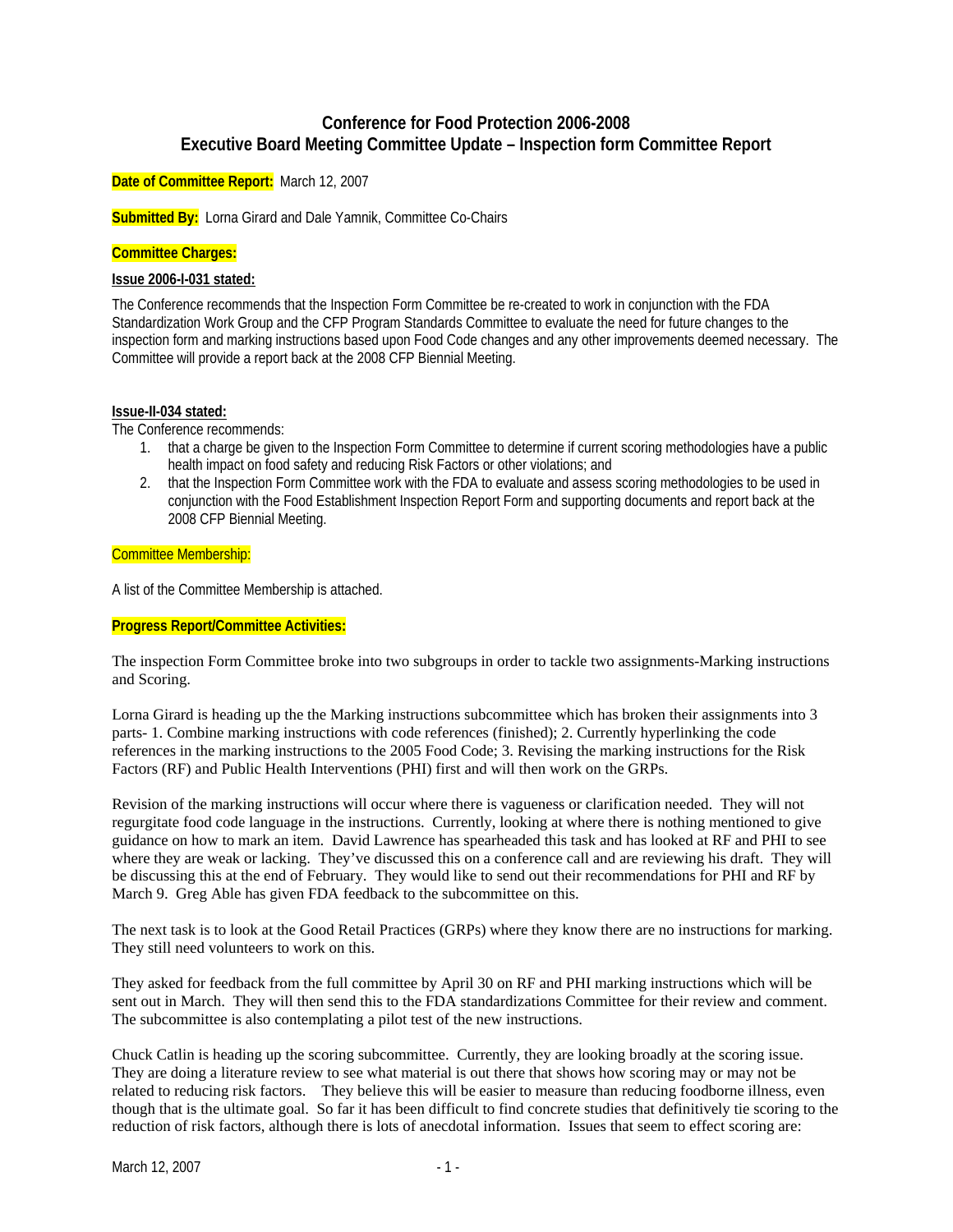# Conference for Food Protection 2006-2008
# Executive Board Meeting Committee Update – Inspection form Committee Report

**Date of Committee Report:** March 12, 2007

**Submitted By:** Lorna Girard and Dale Yamnik, Committee Co-Chairs

**Committee Charges:**

**Issue 2006-I-031 stated:**

The Conference recommends that the Inspection Form Committee be re-created to work in conjunction with the FDA Standardization Work Group and the CFP Program Standards Committee to evaluate the need for future changes to the inspection form and marking instructions based upon Food Code changes and any other improvements deemed necessary. The Committee will provide a report back at the 2008 CFP Biennial Meeting.

**Issue-II-034 stated:**

The Conference recommends:

1. that a charge be given to the Inspection Form Committee to determine if current scoring methodologies have a public health impact on food safety and reducing Risk Factors or other violations; and
2. that the Inspection Form Committee work with the FDA to evaluate and assess scoring methodologies to be used in conjunction with the Food Establishment Inspection Report Form and supporting documents and report back at the 2008 CFP Biennial Meeting.

Committee Membership:

A list of the Committee Membership is attached.

**Progress Report/Committee Activities:**

The inspection Form Committee broke into two subgroups in order to tackle two assignments-Marking instructions and Scoring.

Lorna Girard is heading up the the Marking instructions subcommittee which has broken their assignments into 3 parts- 1. Combine marking instructions with code references (finished); 2. Currently hyperlinking the code references in the marking instructions to the 2005 Food Code; 3. Revising the marking instructions for the Risk Factors (RF) and Public Health Interventions (PHI) first and will then work on the GRPs.

Revision of the marking instructions will occur where there is vagueness or clarification needed. They will not regurgitate food code language in the instructions. Currently, looking at where there is nothing mentioned to give guidance on how to mark an item. David Lawrence has spearheaded this task and has looked at RF and PHI to see where they are weak or lacking. They've discussed this on a conference call and are reviewing his draft. They will be discussing this at the end of February. They would like to send out their recommendations for PHI and RF by March 9. Greg Able has given FDA feedback to the subcommittee on this.

The next task is to look at the Good Retail Practices (GRPs) where they know there are no instructions for marking. They still need volunteers to work on this.

They asked for feedback from the full committee by April 30 on RF and PHI marking instructions which will be sent out in March. They will then send this to the FDA standardizations Committee for their review and comment. The subcommittee is also contemplating a pilot test of the new instructions.

Chuck Catlin is heading up the scoring subcommittee. Currently, they are looking broadly at the scoring issue. They are doing a literature review to see what material is out there that shows how scoring may or may not be related to reducing risk factors. They believe this will be easier to measure than reducing foodborne illness, even though that is the ultimate goal. So far it has been difficult to find concrete studies that definitively tie scoring to the reduction of risk factors, although there is lots of anecdotal information. Issues that seem to effect scoring are: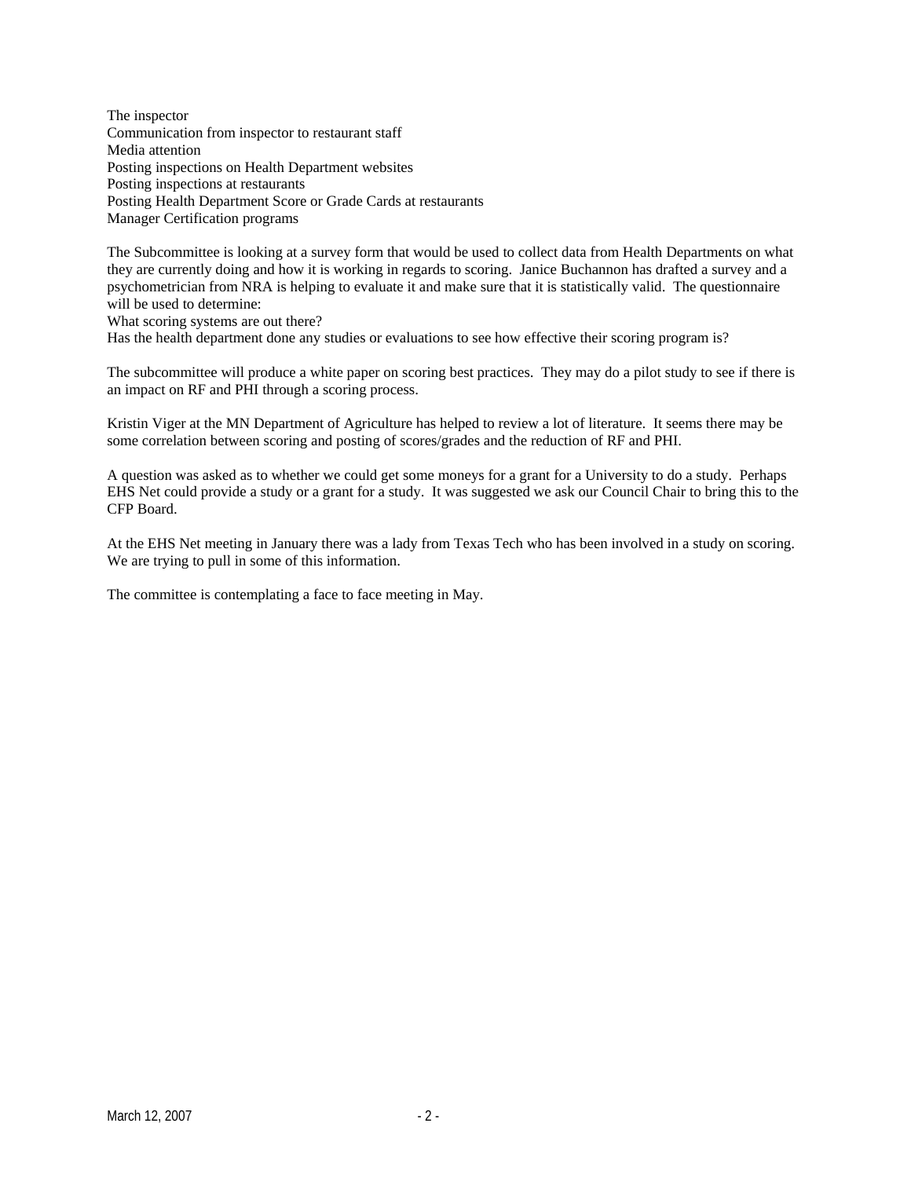The inspector
Communication from inspector to restaurant staff
Media attention
Posting inspections on Health Department websites
Posting inspections at restaurants
Posting Health Department Score or Grade Cards at restaurants
Manager Certification programs

The Subcommittee is looking at a survey form that would be used to collect data from Health Departments on what they are currently doing and how it is working in regards to scoring. Janice Buchannon has drafted a survey and a psychometrician from NRA is helping to evaluate it and make sure that it is statistically valid. The questionnaire will be used to determine:
What scoring systems are out there?
Has the health department done any studies or evaluations to see how effective their scoring program is?

The subcommittee will produce a white paper on scoring best practices. They may do a pilot study to see if there is an impact on RF and PHI through a scoring process.

Kristin Viger at the MN Department of Agriculture has helped to review a lot of literature. It seems there may be some correlation between scoring and posting of scores/grades and the reduction of RF and PHI.

A question was asked as to whether we could get some moneys for a grant for a University to do a study. Perhaps EHS Net could provide a study or a grant for a study. It was suggested we ask our Council Chair to bring this to the CFP Board.

At the EHS Net meeting in January there was a lady from Texas Tech who has been involved in a study on scoring. We are trying to pull in some of this information.

The committee is contemplating a face to face meeting in May.